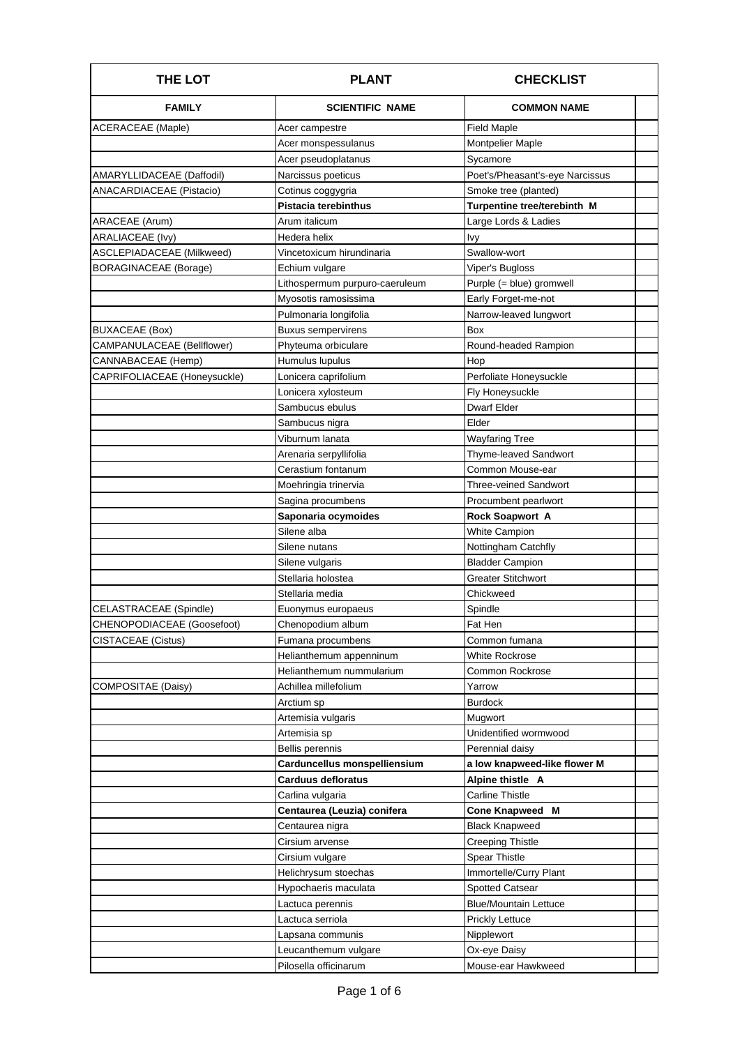| THE LOT | PLANT | CHECKLIST | |
|---|---|---|---|
| **FAMILY** | **SCIENTIFIC NAME** | **COMMON NAME** | |
| ACERACEAE (Maple) | Acer campestre | Field Maple | |
| | Acer monspessulanus | Montpelier Maple | |
| | Acer pseudoplatanus | Sycamore | |
| AMARYLLIDACEAE (Daffodil) | Narcissus poeticus | Poet's/Pheasant's-eye Narcissus | |
| ANACARDIACEAE (Pistacio) | Cotinus coggygria | Smoke tree (planted) | |
| | **Pistacia terebinthus** | **Turpentine tree/terebinth M** | |
| ARACEAE (Arum) | Arum italicum | Large Lords & Ladies | |
| ARALIACEAE (Ivy) | Hedera helix | Ivy | |
| ASCLEPIADACEAE (Milkweed) | Vincetoxicum hirundinaria | Swallow-wort | |
| BORAGINACEAE (Borage) | Echium vulgare | Viper's Bugloss | |
| | Lithospermum purpuro-caeruleum | Purple (= blue) gromwell | |
| | Myosotis ramosissima | Early Forget-me-not | |
| | Pulmonaria longifolia | Narrow-leaved lungwort | |
| BUXACEAE (Box) | Buxus sempervirens | Box | |
| CAMPANULACEAE (Bellflower) | Phyteuma orbiculare | Round-headed Rampion | |
| CANNABACEAE (Hemp) | Humulus lupulus | Hop | |
| CAPRIFOLIACEAE (Honeysuckle) | Lonicera caprifolium | Perfoliate Honeysuckle | |
| | Lonicera xylosteum | Fly Honeysuckle | |
| | Sambucus ebulus | Dwarf Elder | |
| | Sambucus nigra | Elder | |
| | Viburnum lanata | Wayfaring Tree | |
| | Arenaria serpyllifolia | Thyme-leaved Sandwort | |
| | Cerastium fontanum | Common Mouse-ear | |
| | Moehringia trinervia | Three-veined Sandwort | |
| | Sagina procumbens | Procumbent pearlwort | |
| | **Saponaria ocymoides** | **Rock Soapwort A** | |
| | Silene alba | White Campion | |
| | Silene nutans | Nottingham Catchfly | |
| | Silene vulgaris | Bladder Campion | |
| | Stellaria holostea | Greater Stitchwort | |
| | Stellaria media | Chickweed | |
| CELASTRACEAE (Spindle) | Euonymus europaeus | Spindle | |
| CHENOPODIACEAE (Goosefoot) | Chenopodium album | Fat Hen | |
| CISTACEAE (Cistus) | Fumana procumbens | Common fumana | |
| | Helianthemum appenninum | White Rockrose | |
| | Helianthemum nummularium | Common Rockrose | |
| COMPOSITAE (Daisy) | Achillea millefolium | Yarrow | |
| | Arctium sp | Burdock | |
| | Artemisia vulgaris | Mugwort | |
| | Artemisia sp | Unidentified wormwood | |
| | Bellis perennis | Perennial daisy | |
| | **Carduncellus monspelliensium** | **a low knapweed-like flower M** | |
| | **Carduus defloratus** | **Alpine thistle A** | |
| | Carlina vulgaria | Carline Thistle | |
| | **Centaurea (Leuzia) conifera** | **Cone Knapweed M** | |
| | Centaurea nigra | Black Knapweed | |
| | Cirsium arvense | Creeping Thistle | |
| | Cirsium vulgare | Spear Thistle | |
| | Helichrysum stoechas | Immortelle/Curry Plant | |
| | Hypochaeris maculata | Spotted Catsear | |
| | Lactuca perennis | Blue/Mountain Lettuce | |
| | Lactuca serriola | Prickly Lettuce | |
| | Lapsana communis | Nipplewort | |
| | Leucanthemum vulgare | Ox-eye Daisy | |
| | Pilosella officinarum | Mouse-ear Hawkweed | |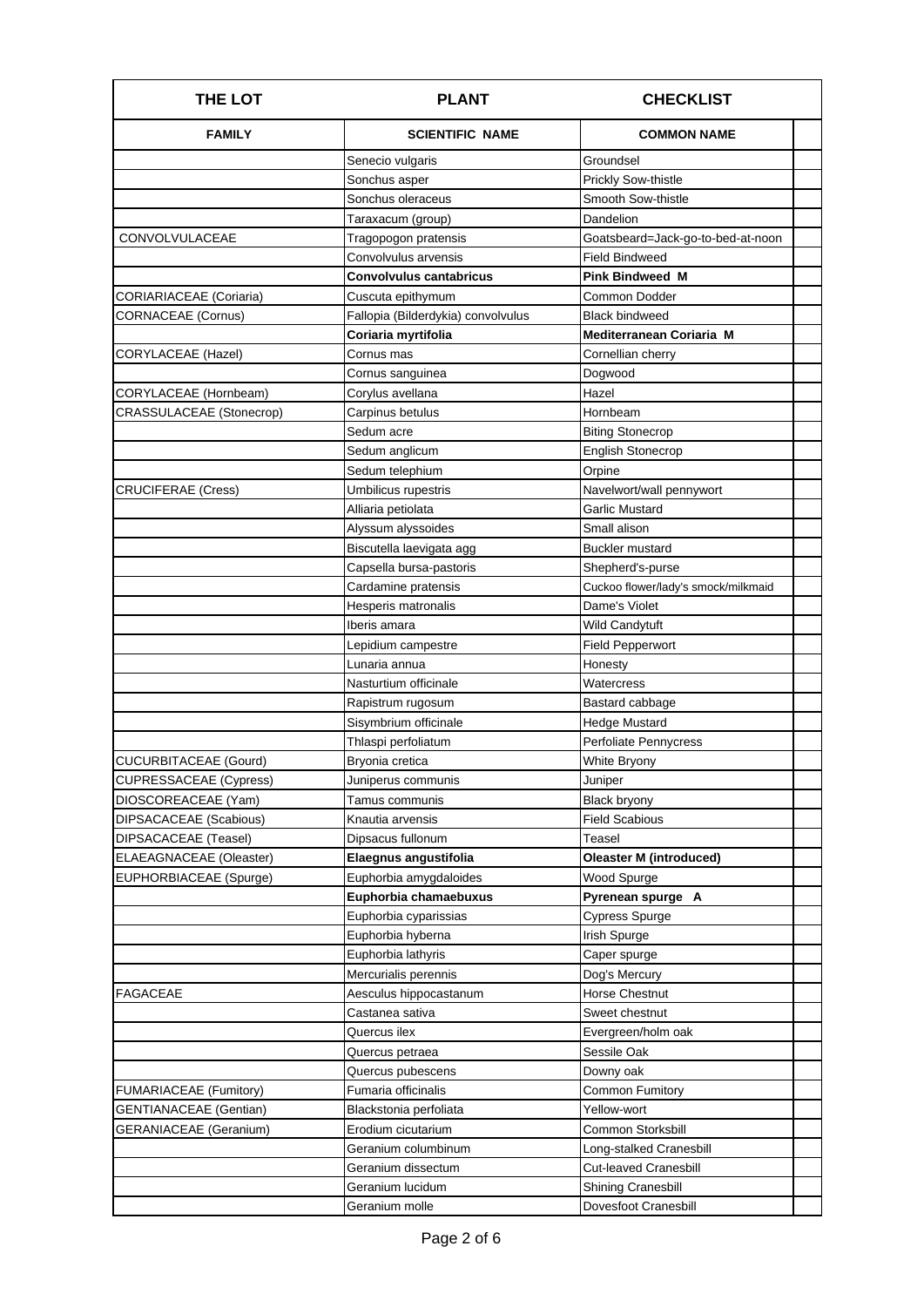| THE LOT | PLANT | CHECKLIST | |
|---|---|---|---|
| **FAMILY** | **SCIENTIFIC NAME** | **COMMON NAME** | |
| | Senecio vulgaris | Groundsel | |
| | Sonchus asper | Prickly Sow-thistle | |
| | Sonchus oleraceus | Smooth Sow-thistle | |
| | Taraxacum (group) | Dandelion | |
| CONVOLVULACEAE | Tragopogon pratensis | Goatsbeard=Jack-go-to-bed-at-noon | |
| | Convolvulus arvensis | Field Bindweed | |
| | **Convolvulus cantabricus** | **Pink Bindweed M** | |
| CORIARIACEAE (Coriaria) | Cuscuta epithymum | Common Dodder | |
| CORNACEAE (Cornus) | Fallopia (Bilderdykia) convolvulus | Black bindweed | |
| | **Coriaria myrtifolia** | **Mediterranean Coriaria M** | |
| CORYLACEAE (Hazel) | Cornus mas | Cornellian cherry | |
| | Cornus sanguinea | Dogwood | |
| CORYLACEAE (Hornbeam) | Corylus avellana | Hazel | |
| CRASSULACEAE (Stonecrop) | Carpinus betulus | Hornbeam | |
| | Sedum acre | Biting Stonecrop | |
| | Sedum anglicum | English Stonecrop | |
| | Sedum telephium | Orpine | |
| CRUCIFERAE (Cress) | Umbilicus rupestris | Navelwort/wall pennywort | |
| | Alliaria petiolata | Garlic Mustard | |
| | Alyssum alyssoides | Small alison | |
| | Biscutella laevigata agg | Buckler mustard | |
| | Capsella bursa-pastoris | Shepherd's-purse | |
| | Cardamine pratensis | Cuckoo flower/lady's smock/milkmaid | |
| | Hesperis matronalis | Dame's Violet | |
| | Iberis amara | Wild Candytuft | |
| | Lepidium campestre | Field Pepperwort | |
| | Lunaria annua | Honesty | |
| | Nasturtium officinale | Watercress | |
| | Rapistrum rugosum | Bastard cabbage | |
| | Sisymbrium officinale | Hedge Mustard | |
| | Thlaspi perfoliatum | Perfoliate Pennycress | |
| CUCURBITACEAE (Gourd) | Bryonia cretica | White Bryony | |
| CUPRESSACEAE (Cypress) | Juniperus communis | Juniper | |
| DIOSCOREACEAE (Yam) | Tamus communis | Black bryony | |
| DIPSACACEAE (Scabious) | Knautia arvensis | Field Scabious | |
| DIPSACACEAE (Teasel) | Dipsacus fullonum | Teasel | |
| ELAEAGNACEAE (Oleaster) | **Elaegnus angustifolia** | **Oleaster M (introduced)** | |
| EUPHORBIACEAE (Spurge) | Euphorbia amygdaloides | Wood Spurge | |
| | **Euphorbia chamaebuxus** | **Pyrenean spurge A** | |
| | Euphorbia cyparissias | Cypress Spurge | |
| | Euphorbia hyberna | Irish Spurge | |
| | Euphorbia lathyris | Caper spurge | |
| | Mercurialis perennis | Dog's Mercury | |
| FAGACEAE | Aesculus hippocastanum | Horse Chestnut | |
| | Castanea sativa | Sweet chestnut | |
| | Quercus ilex | Evergreen/holm oak | |
| | Quercus petraea | Sessile Oak | |
| | Quercus pubescens | Downy oak | |
| FUMARIACEAE (Fumitory) | Fumaria officinalis | Common Fumitory | |
| GENTIANACEAE (Gentian) | Blackstonia perfoliata | Yellow-wort | |
| GERANIACEAE (Geranium) | Erodium cicutarium | Common Storksbill | |
| | Geranium columbinum | Long-stalked Cranesbill | |
| | Geranium dissectum | Cut-leaved Cranesbill | |
| | Geranium lucidum | Shining Cranesbill | |
| | Geranium molle | Dovesfoot Cranesbill | |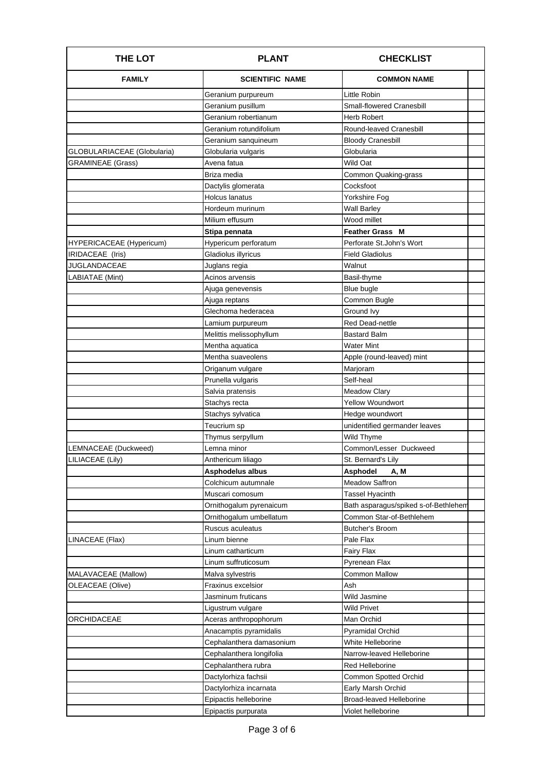| THE LOT | PLANT | CHECKLIST | |
|---|---|---|---|
| **FAMILY** | **SCIENTIFIC NAME** | **COMMON NAME** | |
| | Geranium purpureum | Little Robin | |
| | Geranium pusillum | Small-flowered Cranesbill | |
| | Geranium robertianum | Herb Robert | |
| | Geranium rotundifolium | Round-leaved Cranesbill | |
| | Geranium sanquineum | Bloody Cranesbill | |
| GLOBULARIACEAE (Globularia) | Globularia vulgaris | Globularia | |
| GRAMINEAE (Grass) | Avena fatua | Wild Oat | |
| | Briza media | Common Quaking-grass | |
| | Dactylis glomerata | Cocksfoot | |
| | Holcus lanatus | Yorkshire Fog | |
| | Hordeum murinum | Wall Barley | |
| | Milium effusum | Wood millet | |
| | **Stipa pennata** | **Feather Grass M** | |
| HYPERICACEAE (Hypericum) | Hypericum perforatum | Perforate St.John's Wort | |
| IRIDACEAE (Iris) | Gladiolus illyricus | Field Gladiolus | |
| JUGLANDACEAE | Juglans regia | Walnut | |
| LABIATAE (Mint) | Acinos arvensis | Basil-thyme | |
| | Ajuga genevensis | Blue bugle | |
| | Ajuga reptans | Common Bugle | |
| | Glechoma hederacea | Ground Ivy | |
| | Lamium purpureum | Red Dead-nettle | |
| | Melittis melissophyllum | Bastard Balm | |
| | Mentha aquatica | Water Mint | |
| | Mentha suaveolens | Apple (round-leaved) mint | |
| | Origanum vulgare | Marjoram | |
| | Prunella vulgaris | Self-heal | |
| | Salvia pratensis | Meadow Clary | |
| | Stachys recta | Yellow Woundwort | |
| | Stachys sylvatica | Hedge woundwort | |
| | Teucrium sp | unidentified germander leaves | |
| | Thymus serpyllum | Wild Thyme | |
| LEMNACEAE (Duckweed) | Lemna minor | Common/Lesser Duckweed | |
| LILIACEAE (Lily) | Anthericum liliago | St. Bernard's Lily | |
| | **Asphodelus albus** | **Asphodel A, M** | |
| | Colchicum autumnale | Meadow Saffron | |
| | Muscari comosum | Tassel Hyacinth | |
| | Ornithogalum pyrenaicum | Bath asparagus/spiked s-of-Bethlehem | |
| | Ornithogalum umbellatum | Common Star-of-Bethlehem | |
| | Ruscus aculeatus | Butcher's Broom | |
| LINACEAE (Flax) | Linum bienne | Pale Flax | |
| | Linum catharticum | Fairy Flax | |
| | Linum suffruticosum | Pyrenean Flax | |
| MALAVACEAE (Mallow) | Malva sylvestris | Common Mallow | |
| OLEACEAE (Olive) | Fraxinus excelsior | Ash | |
| | Jasminum fruticans | Wild Jasmine | |
| | Ligustrum vulgare | Wild Privet | |
| ORCHIDACEAE | Aceras anthropophorum | Man Orchid | |
| | Anacamptis pyramidalis | Pyramidal Orchid | |
| | Cephalanthera damasonium | White Helleborine | |
| | Cephalanthera longifolia | Narrow-leaved Helleborine | |
| | Cephalanthera rubra | Red Helleborine | |
| | Dactylorhiza fachsii | Common Spotted Orchid | |
| | Dactylorhiza incarnata | Early Marsh Orchid | |
| | Epipactis helleborine | Broad-leaved Helleborine | |
| | Epipactis purpurata | Violet helleborine | |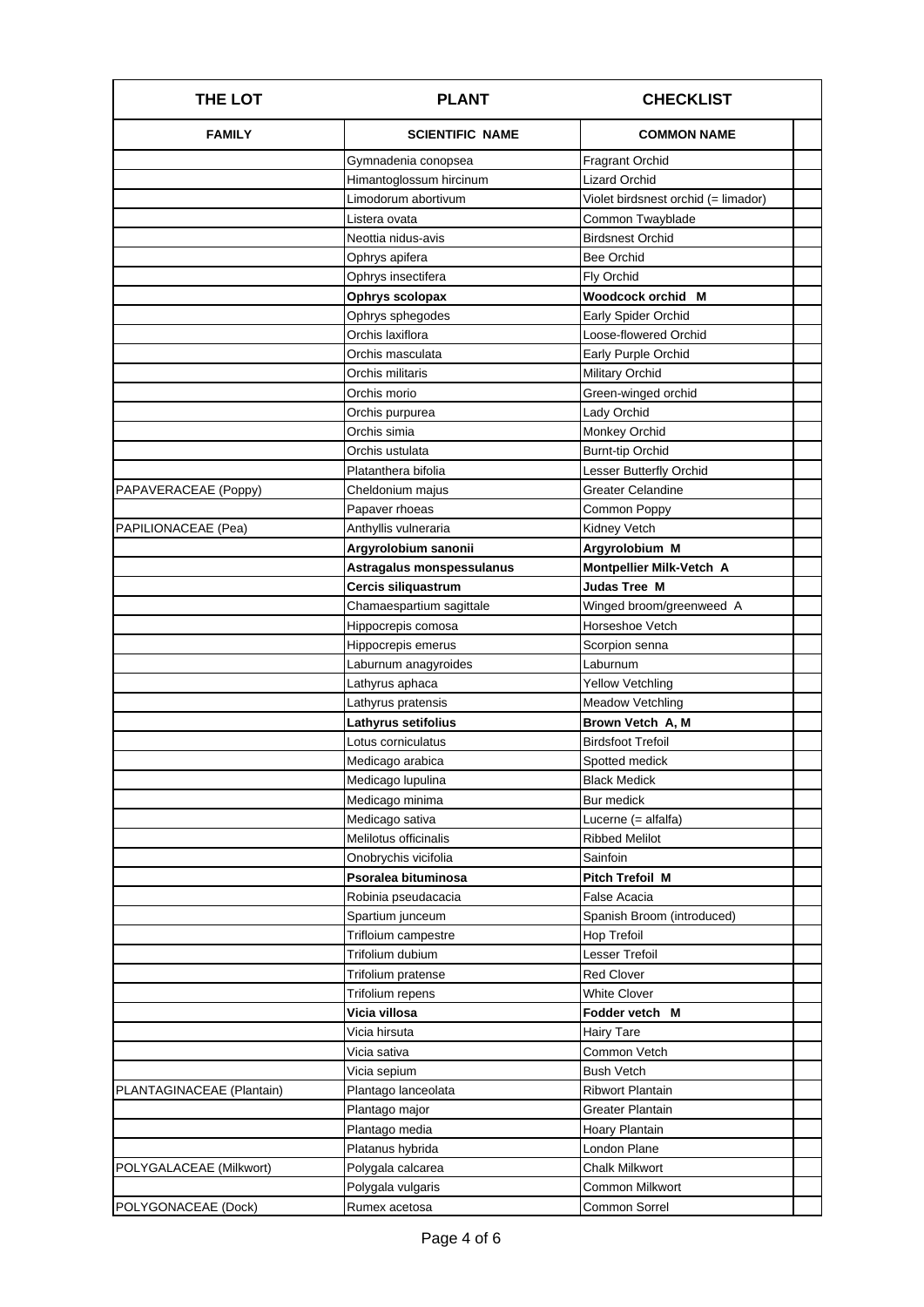| THE LOT | PLANT | CHECKLIST | |
|---|---|---|---|
| **FAMILY** | **SCIENTIFIC NAME** | **COMMON NAME** | |
| | Gymnadenia conopsea | Fragrant Orchid | |
| | Himantoglossum hircinum | Lizard Orchid | |
| | Limodorum abortivum | Violet birdsnest orchid (= limador) | |
| | Listera ovata | Common Twayblade | |
| | Neottia nidus-avis | Birdsnest Orchid | |
| | Ophrys apifera | Bee Orchid | |
| | Ophrys insectifera | Fly Orchid | |
| | **Ophrys scolopax** | **Woodcock orchid M** | |
| | Ophrys sphegodes | Early Spider Orchid | |
| | Orchis laxiflora | Loose-flowered Orchid | |
| | Orchis masculata | Early Purple Orchid | |
| | Orchis militaris | Military Orchid | |
| | Orchis morio | Green-winged orchid | |
| | Orchis purpurea | Lady Orchid | |
| | Orchis simia | Monkey Orchid | |
| | Orchis ustulata | Burnt-tip Orchid | |
| | Platanthera bifolia | Lesser Butterfly Orchid | |
| PAPAVERACEAE (Poppy) | Cheldonium majus | Greater Celandine | |
| | Papaver rhoeas | Common Poppy | |
| PAPILIONACEAE (Pea) | Anthyllis vulneraria | Kidney Vetch | |
| | **Argyrolobium sanonii** | **Argyrolobium M** | |
| | **Astragalus monspessulanus** | **Montpellier Milk-Vetch A** | |
| | **Cercis siliquastrum** | **Judas Tree M** | |
| | Chamaespartium sagittale | Winged broom/greenweed A | |
| | Hippocrepis comosa | Horseshoe Vetch | |
| | Hippocrepis emerus | Scorpion senna | |
| | Laburnum anagyroides | Laburnum | |
| | Lathyrus aphaca | Yellow Vetchling | |
| | Lathyrus pratensis | Meadow Vetchling | |
| | **Lathyrus setifolius** | **Brown Vetch A, M** | |
| | Lotus corniculatus | Birdsfoot Trefoil | |
| | Medicago arabica | Spotted medick | |
| | Medicago lupulina | Black Medick | |
| | Medicago minima | Bur medick | |
| | Medicago sativa | Lucerne (= alfalfa) | |
| | Melilotus officinalis | Ribbed Melilot | |
| | Onobrychis vicifolia | Sainfoin | |
| | **Psoralea bituminosa** | **Pitch Trefoil M** | |
| | Robinia pseudacacia | False Acacia | |
| | Spartium junceum | Spanish Broom (introduced) | |
| | Trifloium campestre | Hop Trefoil | |
| | Trifolium dubium | Lesser Trefoil | |
| | Trifolium pratense | Red Clover | |
| | Trifolium repens | White Clover | |
| | **Vicia villosa** | **Fodder vetch M** | |
| | Vicia hirsuta | Hairy Tare | |
| | Vicia sativa | Common Vetch | |
| | Vicia sepium | Bush Vetch | |
| PLANTAGINACEAE (Plantain) | Plantago lanceolata | Ribwort Plantain | |
| | Plantago major | Greater Plantain | |
| | Plantago media | Hoary Plantain | |
| | Platanus hybrida | London Plane | |
| POLYGALACEAE (Milkwort) | Polygala calcarea | Chalk Milkwort | |
| | Polygala vulgaris | Common Milkwort | |
| POLYGONACEAE (Dock) | Rumex acetosa | Common Sorrel | |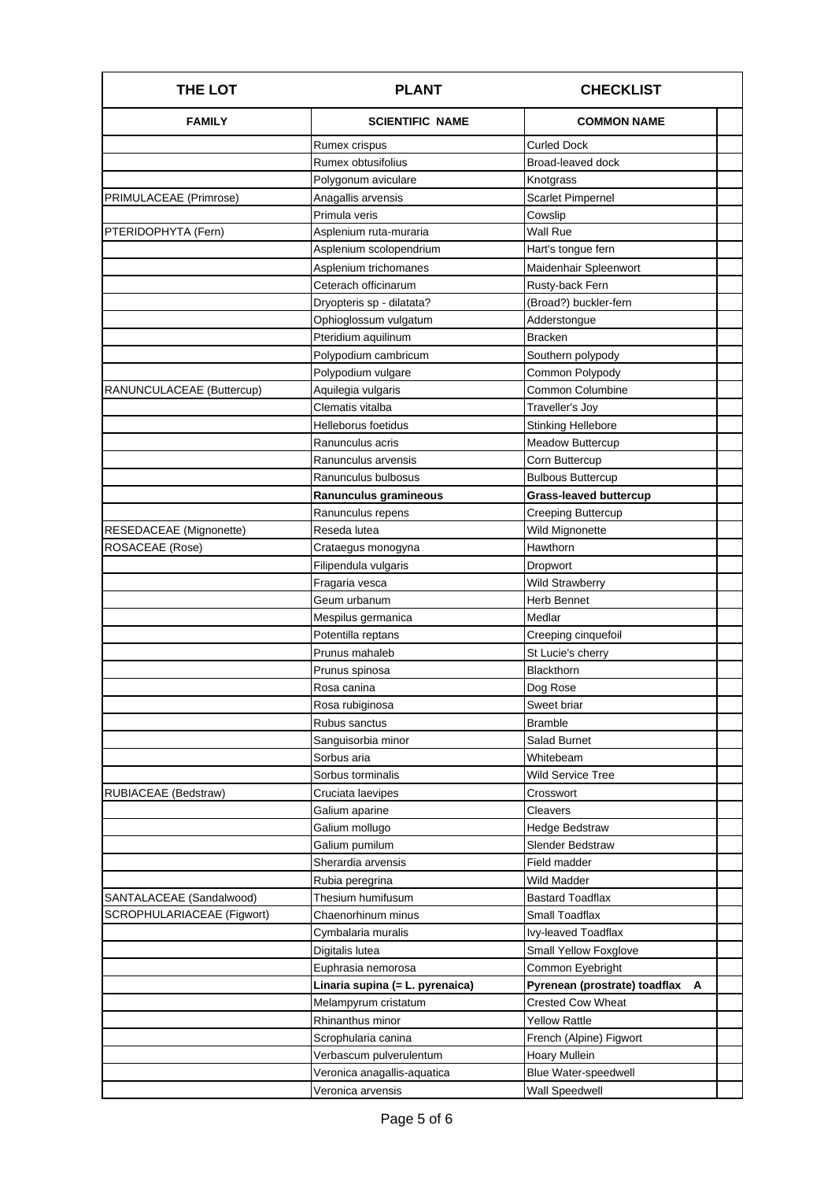| THE LOT | PLANT | CHECKLIST | |
|---|---|---|---|
| **FAMILY** | **SCIENTIFIC NAME** | **COMMON NAME** | |
| | Rumex crispus | Curled Dock | |
| | Rumex obtusifolius | Broad-leaved dock | |
| | Polygonum aviculare | Knotgrass | |
| PRIMULACEAE (Primrose) | Anagallis arvensis | Scarlet Pimpernel | |
| | Primula veris | Cowslip | |
| PTERIDOPHYTA (Fern) | Asplenium ruta-muraria | Wall Rue | |
| | Asplenium scolopendrium | Hart's tongue fern | |
| | Asplenium trichomanes | Maidenhair Spleenwort | |
| | Ceterach officinarum | Rusty-back Fern | |
| | Dryopteris sp - dilatata? | (Broad?) buckler-fern | |
| | Ophioglossum vulgatum | Adderstongue | |
| | Pteridium aquilinum | Bracken | |
| | Polypodium cambricum | Southern polypody | |
| | Polypodium vulgare | Common Polypody | |
| RANUNCULACEAE (Buttercup) | Aquilegia vulgaris | Common Columbine | |
| | Clematis vitalba | Traveller's Joy | |
| | Helleborus foetidus | Stinking Hellebore | |
| | Ranunculus acris | Meadow Buttercup | |
| | Ranunculus arvensis | Corn Buttercup | |
| | Ranunculus bulbosus | Bulbous Buttercup | |
| | **Ranunculus gramineous** | **Grass-leaved buttercup** | |
| | Ranunculus repens | Creeping Buttercup | |
| RESEDACEAE (Mignonette) | Reseda lutea | Wild Mignonette | |
| ROSACEAE (Rose) | Crataegus monogyna | Hawthorn | |
| | Filipendula vulgaris | Dropwort | |
| | Fragaria vesca | Wild Strawberry | |
| | Geum urbanum | Herb Bennet | |
| | Mespilus germanica | Medlar | |
| | Potentilla reptans | Creeping cinquefoil | |
| | Prunus mahaleb | St Lucie's cherry | |
| | Prunus spinosa | Blackthorn | |
| | Rosa canina | Dog Rose | |
| | Rosa rubiginosa | Sweet briar | |
| | Rubus sanctus | Bramble | |
| | Sanguisorbia minor | Salad Burnet | |
| | Sorbus aria | Whitebeam | |
| | Sorbus torminalis | Wild Service Tree | |
| RUBIACEAE (Bedstraw) | Cruciata laevipes | Crosswort | |
| | Galium aparine | Cleavers | |
| | Galium mollugo | Hedge Bedstraw | |
| | Galium pumilum | Slender Bedstraw | |
| | Sherardia arvensis | Field madder | |
| | Rubia peregrina | Wild Madder | |
| SANTALACEAE (Sandalwood) | Thesium humifusum | Bastard Toadflax | |
| SCROPHULARIACEAE (Figwort) | Chaenorhinum minus | Small Toadflax | |
| | Cymbalaria muralis | Ivy-leaved Toadflax | |
| | Digitalis lutea | Small Yellow Foxglove | |
| | Euphrasia nemorosa | Common Eyebright | |
| | **Linaria supina (= L. pyrenaica)** | **Pyrenean (prostrate) toadflax A** | |
| | Melampyrum cristatum | Crested Cow Wheat | |
| | Rhinanthus minor | Yellow Rattle | |
| | Scrophularia canina | French (Alpine) Figwort | |
| | Verbascum pulverulentum | Hoary Mullein | |
| | Veronica anagallis-aquatica | Blue Water-speedwell | |
| | Veronica arvensis | Wall Speedwell | |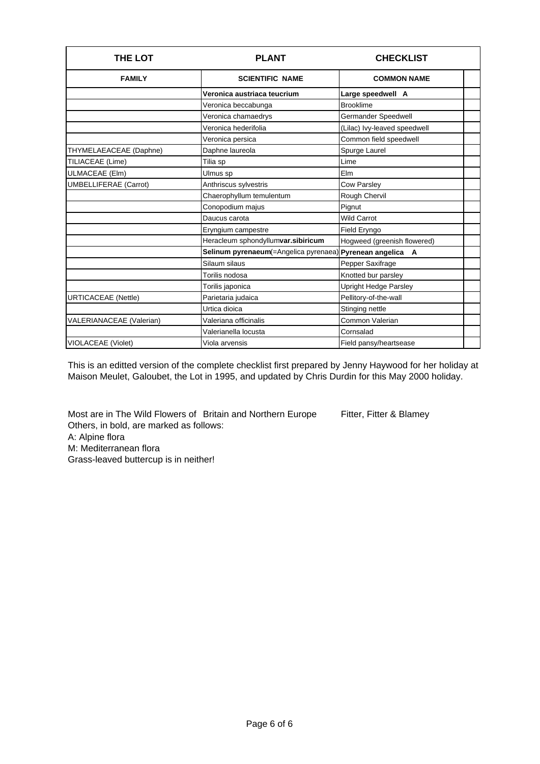| THE LOT | PLANT | CHECKLIST | |
|---|---|---|---|
| **FAMILY** | **SCIENTIFIC NAME** | **COMMON NAME** | |
| | **Veronica austriaca teucrium** | **Large speedwell A** | |
| | Veronica beccabunga | Brooklime | |
| | Veronica chamaedrys | Germander Speedwell | |
| | Veronica hederifolia | (Lilac) Ivy-leaved speedwell | |
| | Veronica persica | Common field speedwell | |
| THYMELAEACEAE (Daphne) | Daphne laureola | Spurge Laurel | |
| TILIACEAE (Lime) | Tilia sp | Lime | |
| ULMACEAE (Elm) | Ulmus sp | Elm | |
| UMBELLIFERAE (Carrot) | Anthriscus sylvestris | Cow Parsley | |
| | Chaerophyllum temulentum | Rough Chervil | |
| | Conopodium majus | Pignut | |
| | Daucus carota | Wild Carrot | |
| | Eryngium campestre | Field Eryngo | |
| | Heracleum sphondyllum**var.sibiricum** | Hogweed (greenish flowered) | |
| | **Selinum pyrenaeum**(=Angelica pyrenaea) | **Pyrenean angelica A** | |
| | Silaum silaus | Pepper Saxifrage | |
| | Torilis nodosa | Knotted bur parsley | |
| | Torilis japonica | Upright Hedge Parsley | |
| URTICACEAE (Nettle) | Parietaria judaica | Pellitory-of-the-wall | |
| | Urtica dioica | Stinging nettle | |
| VALERIANACEAE (Valerian) | Valeriana officinalis | Common Valerian | |
| | Valerianella locusta | Cornsalad | |
| VIOLACEAE (Violet) | Viola arvensis | Field pansy/heartsease | |

This is an editted version of the complete checklist first prepared by Jenny Haywood for her holiday at Maison Meulet, Galoubet, the Lot in 1995, and updated by Chris Durdin for this May 2000 holiday.

Most are in The Wild Flowers of Britain and Northern Europe Fitter, Fitter & Blamey
Others, in bold, are marked as follows:
A: Alpine flora
M: Mediterranean flora
Grass-leaved buttercup is in neither!